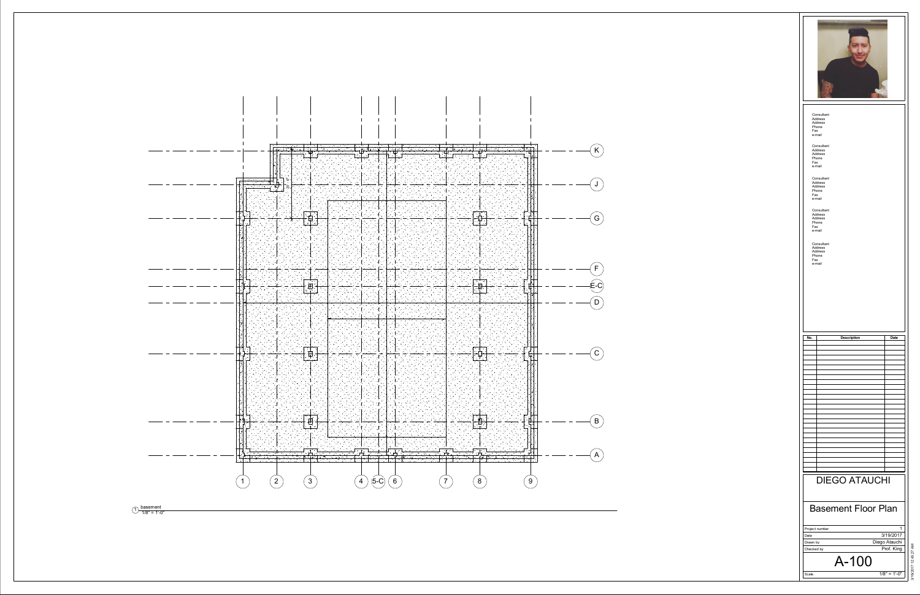K

J

G

F

E-C

D

C

B

A

1 2 3 4 5-C 6 7 8 9

1 basement
1/8" = 1'-0"

Consultant
Address
Address
Phone
Fax
e-mail

Consultant
Address
Address
Phone
Fax
e-mail

Consultant
Address
Address
Phone
Fax
e-mail

Consultant
Address
Address
Phone
Fax
e-mail

Consultant
Address
Address
Phone
Fax
e-mail

| No. | Description | Date |
| --- | --- | --- |
| | | |

# DIEGO ATAUCHI

## Basement Floor Plan

| | |
| --- | --- |
| Project number | 1 |
| Date | 3/19/2017 |
| Drawn by | Diego Atauchi |
| Checked by | Prof. King |

# A-100

| | |
| --- | --- |
| Scale | 1/8" = 1'-0" |

3/19/2017 12:45:27 AM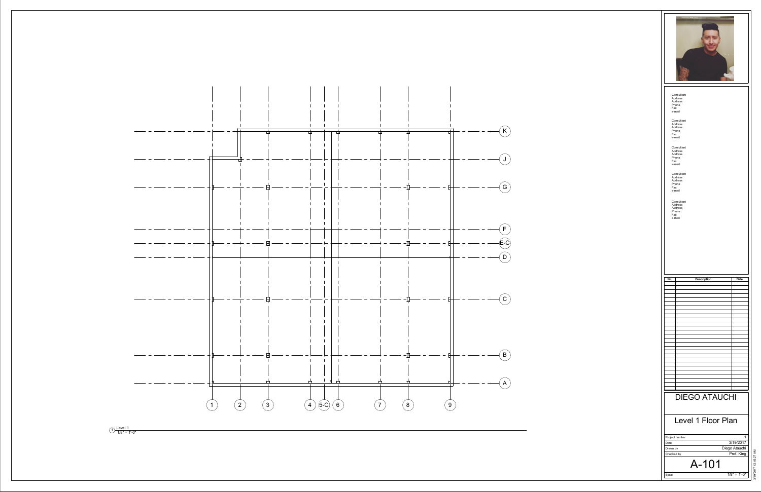K

J

G

F

E-C

D

C

B

A

1 2 3 4 5-C 6 7 8 9

1 Level 1
1/8" = 1'-0"

Consultant
Address
Address
Phone
Fax
e-mail

Consultant
Address
Address
Phone
Fax
e-mail

Consultant
Address
Address
Phone
Fax
e-mail

Consultant
Address
Address
Phone
Fax
e-mail

Consultant
Address
Address
Phone
Fax
e-mail

| No. | Description | Date |
| --- | --- | --- |
| | | |

# DIEGO ATAUCHI

## Level 1 Floor Plan

| | |
| --- | --- |
| Project number | 1 |
| Date | 3/19/2017 |
| Drawn by | Diego Atauchi |
| Checked by | Prof. King |

# A-101

| | |
| --- | --- |
| Scale | 1/8" = 1'-0" |

3/19/2017 12:45:27 AM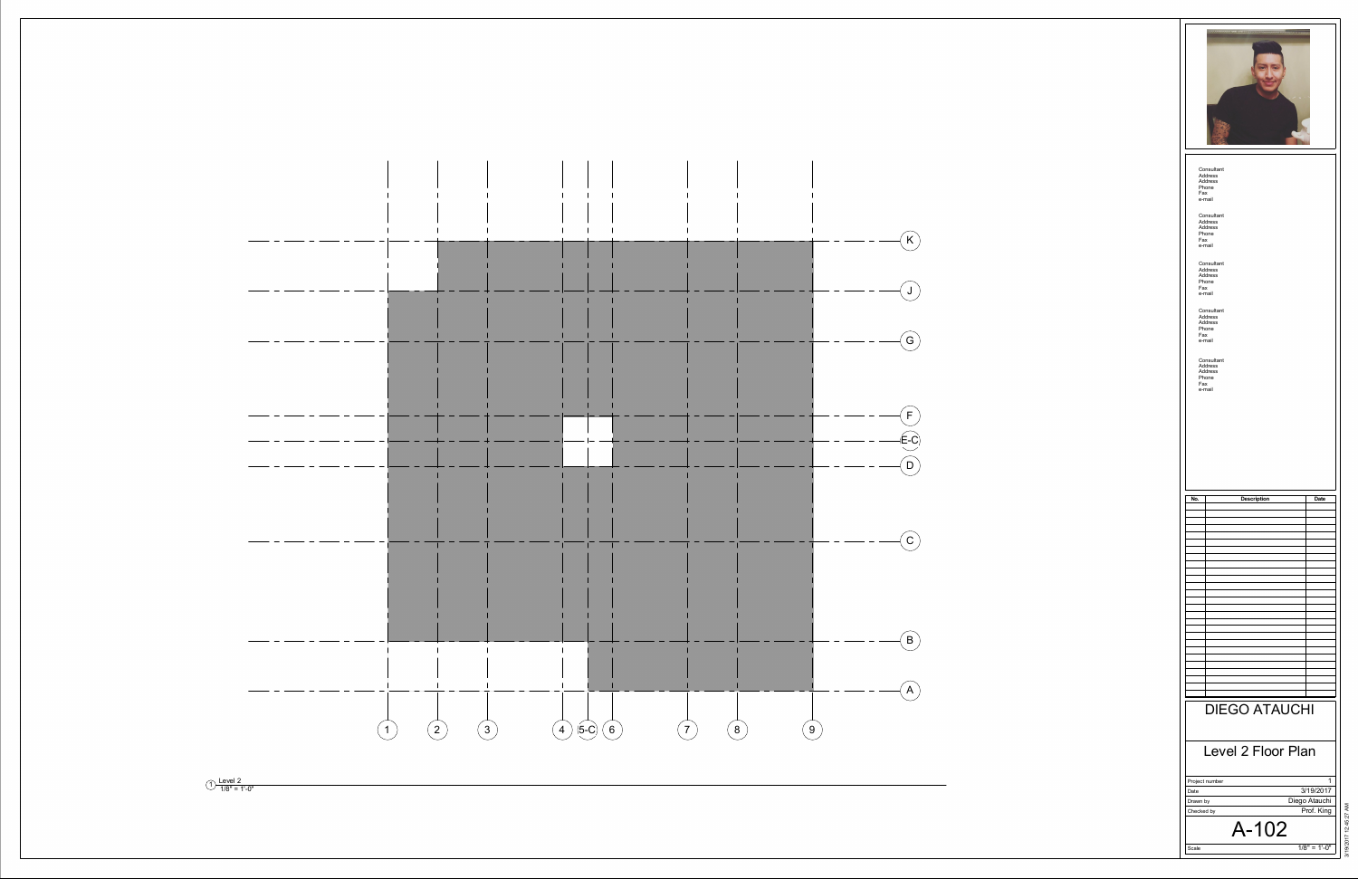K

J

G

F

E-C

D

C

B

A

1 2 3 4 5-C 6 7 8 9

1 Level 2
1/8" = 1'-0"

Consultant
Address
Address
Phone
Fax
e-mail

Consultant
Address
Address
Phone
Fax
e-mail

Consultant
Address
Address
Phone
Fax
e-mail

Consultant
Address
Address
Phone
Fax
e-mail

Consultant
Address
Address
Phone
Fax
e-mail

| No. | Description | Date |
| --- | --- | --- |

# DIEGO ATAUCHI

## Level 2 Floor Plan

| | |
| --- | --- |
| Project number | 1 |
| Date | 3/19/2017 |
| Drawn by | Diego Atauchi |
| Checked by | Prof. King |

# A-102

Scale 1/8" = 1'-0"

3/19/2017 12:45:27 AM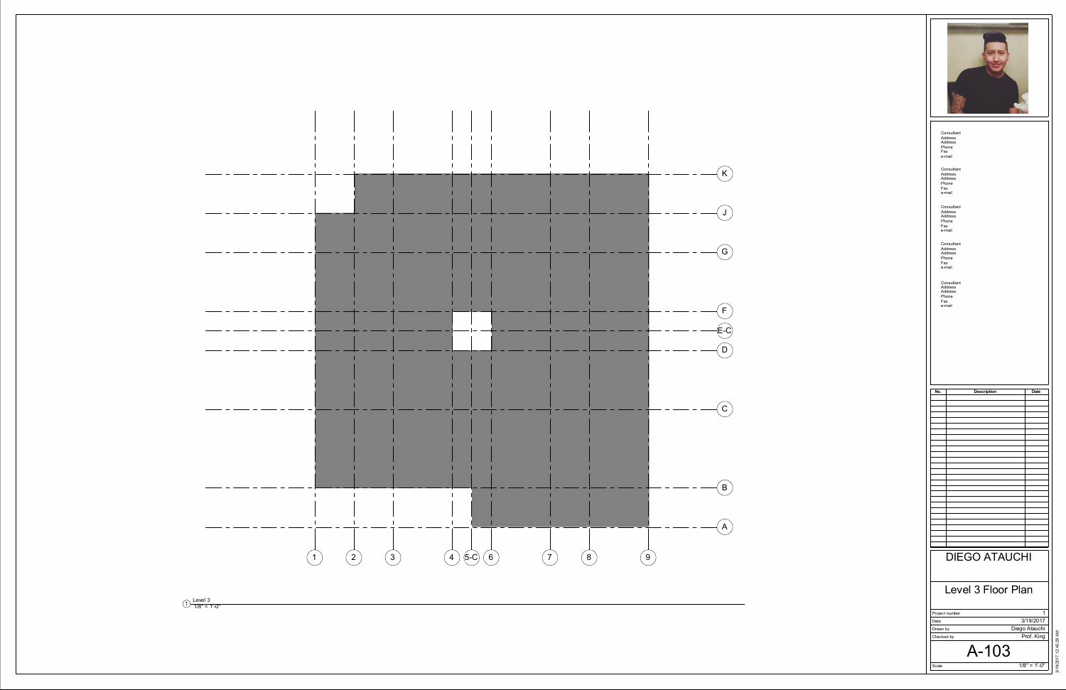K

J

G

F

E-C

D

C

B

A

1 2 3 4 5-C 6 7 8 9

① Level 3
1/8" = 1'-0"

Consultant
Address
Address
Phone
Fax
e-mail

Consultant
Address
Address
Phone
Fax
e-mail

Consultant
Address
Address
Phone
Fax
e-mail

Consultant
Address
Address
Phone
Fax
e-mail

Consultant
Address
Address
Phone
Fax
e-mail

| No. | Description | Date |
| --- | --- | --- |
| | | |

# DIEGO ATAUCHI

## Level 3 Floor Plan

| | |
| --- | --- |
| Project number | 1 |
| Date | 3/19/2017 |
| Drawn by | Diego Atauchi |
| Checked by | Prof. King |

# A-103

Scale 1/8" = 1'-0"

3/19/2017 12:45:28 AM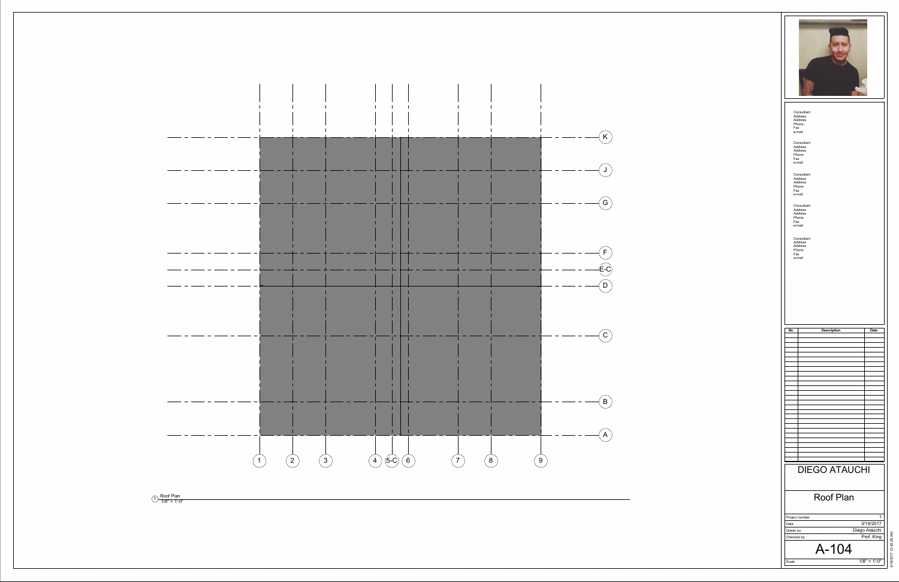K

J

G

F

E-C

D

C

B

A

1 2 3 4 5-C 6 7 8 9

1 Roof Plan
1/8" = 1'-0"

Consultant
Address
Address
Phone
Fax
e-mail

Consultant
Address
Address
Phone
Fax
e-mail

Consultant
Address
Address
Phone
Fax
e-mail

Consultant
Address
Address
Phone
Fax
e-mail

Consultant
Address
Address
Phone
Fax
e-mail

| No. | Description | Date |
|---|---|---|
| | | |

# DIEGO ATAUCHI

## Roof Plan

| | |
|---|---|
| Project number | 1 |
| Date | 3/19/2017 |
| Drawn by | Diego Atauchi |
| Checked by | Prof. King |

# A-104

Scale 1/8" = 1'-0"

3/19/2017 12:45:28 AM